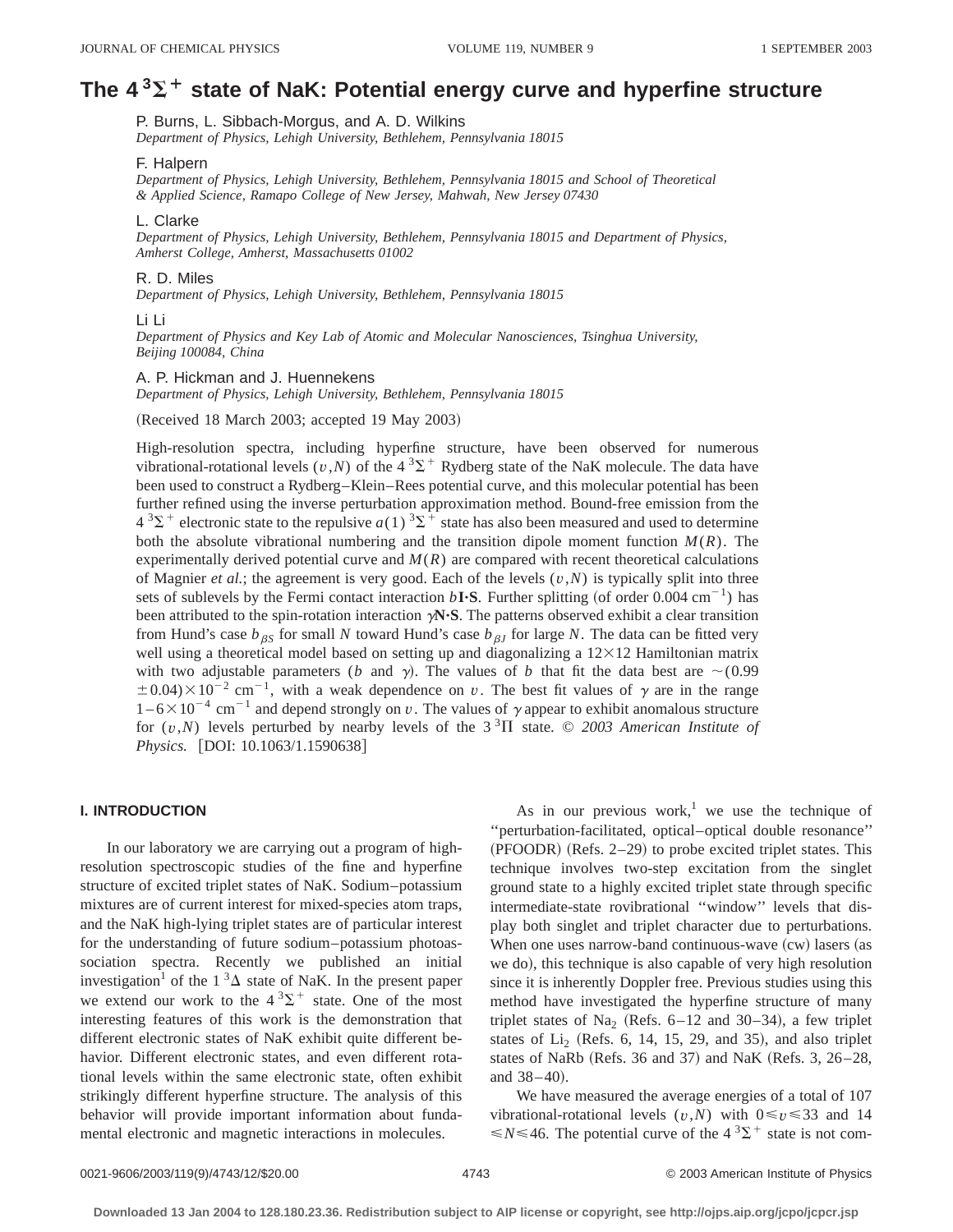# The 4 $^3\Sigma^+$ state of NaK: Potential energy curve and hyperfine structure

P. Burns, L. Sibbach-Morgus, and A. D. Wilkins
*Department of Physics, Lehigh University, Bethlehem, Pennsylvania 18015*

F. Halpern
*Department of Physics, Lehigh University, Bethlehem, Pennsylvania 18015 and School of Theoretical & Applied Science, Ramapo College of New Jersey, Mahwah, New Jersey 07430*

L. Clarke
*Department of Physics, Lehigh University, Bethlehem, Pennsylvania 18015 and Department of Physics, Amherst College, Amherst, Massachusetts 01002*

R. D. Miles
*Department of Physics, Lehigh University, Bethlehem, Pennsylvania 18015*

Li Li
*Department of Physics and Key Lab of Atomic and Molecular Nanosciences, Tsinghua University, Beijing 100084, China*

A. P. Hickman and J. Huennekens
*Department of Physics, Lehigh University, Bethlehem, Pennsylvania 18015*

(Received 18 March 2003; accepted 19 May 2003)

High-resolution spectra, including hyperfine structure, have been observed for numerous vibrational-rotational levels $(v,N)$ of the 4 $^3\Sigma^+$ Rydberg state of the NaK molecule. The data have been used to construct a Rydberg–Klein–Rees potential curve, and this molecular potential has been further refined using the inverse perturbation approximation method. Bound-free emission from the 4 $^3\Sigma^+$ electronic state to the repulsive $a(1)$ $^3\Sigma^+$ state has also been measured and used to determine both the absolute vibrational numbering and the transition dipole moment function $M(R)$. The experimentally derived potential curve and $M(R)$ are compared with recent theoretical calculations of Magnier *et al.*; the agreement is very good. Each of the levels $(v,N)$ is typically split into three sets of sublevels by the Fermi contact interaction $b\mathbf{I}\cdot\mathbf{S}$. Further splitting (of order 0.004 cm$^{-1}$) has been attributed to the spin-rotation interaction $\gamma\mathbf{N}\cdot\mathbf{S}$. The patterns observed exhibit a clear transition from Hund's case $b_{\beta S}$ for small $N$ toward Hund's case $b_{\beta J}$ for large $N$. The data can be fitted very well using a theoretical model based on setting up and diagonalizing a 12×12 Hamiltonian matrix with two adjustable parameters ($b$ and $\gamma$). The values of $b$ that fit the data best are $\sim(0.99 \pm 0.04)\times 10^{-2}$ cm$^{-1}$, with a weak dependence on $v$. The best fit values of $\gamma$ are in the range $1-6\times 10^{-4}$ cm$^{-1}$ and depend strongly on $v$. The values of $\gamma$ appear to exhibit anomalous structure for $(v,N)$ levels perturbed by nearby levels of the 3 $^3\Pi$ state. © *2003 American Institute of Physics.* [DOI: 10.1063/1.1590638]

## I. INTRODUCTION

In our laboratory we are carrying out a program of high-resolution spectroscopic studies of the fine and hyperfine structure of excited triplet states of NaK. Sodium–potassium mixtures are of current interest for mixed-species atom traps, and the NaK high-lying triplet states are of particular interest for the understanding of future sodium–potassium photoassociation spectra. Recently we published an initial investigation[1] of the 1 $^3\Delta$ state of NaK. In the present paper we extend our work to the 4 $^3\Sigma^+$ state. One of the most interesting features of this work is the demonstration that different electronic states of NaK exhibit quite different behavior. Different electronic states, and even different rotational levels within the same electronic state, often exhibit strikingly different hyperfine structure. The analysis of this behavior will provide important information about fundamental electronic and magnetic interactions in molecules.

As in our previous work,[1] we use the technique of "perturbation-facilitated, optical–optical double resonance" (PFOODR) (Refs. 2–29) to probe excited triplet states. This technique involves two-step excitation from the singlet ground state to a highly excited triplet state through specific intermediate-state rovibrational "window" levels that display both singlet and triplet character due to perturbations. When one uses narrow-band continuous-wave (cw) lasers (as we do), this technique is also capable of very high resolution since it is inherently Doppler free. Previous studies using this method have investigated the hyperfine structure of many triplet states of $Na_2$ (Refs. 6–12 and 30–34), a few triplet states of $Li_2$ (Refs. 6, 14, 15, 29, and 35), and also triplet states of NaRb (Refs. 36 and 37) and NaK (Refs. 3, 26–28, and 38–40).

We have measured the average energies of a total of 107 vibrational-rotational levels $(v,N)$ with $0 \leq v \leq 33$ and $14 \leq N \leq 46$. The potential curve of the 4 $^3\Sigma^+$ state is not com-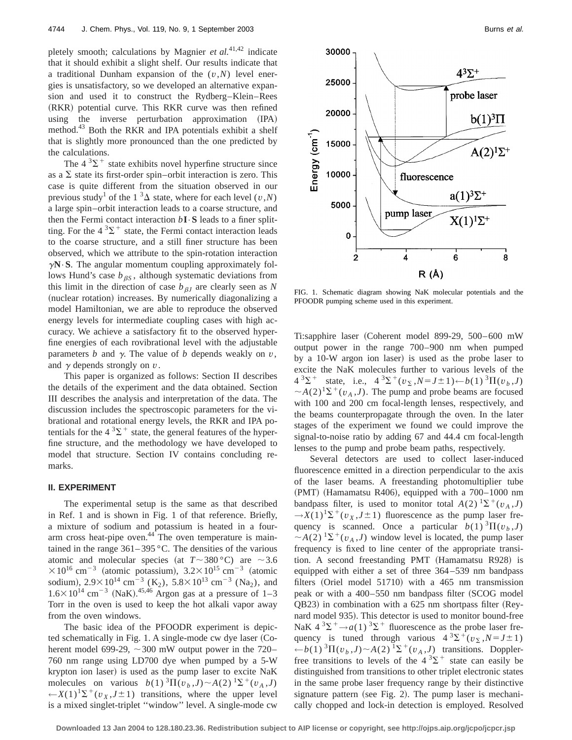pletely smooth; calculations by Magnier *et al.*[41,42] indicate that it should exhibit a slight shelf. Our results indicate that a traditional Dunham expansion of the $(v,N)$ level energies is unsatisfactory, so we developed an alternative expansion and used it to construct the Rydberg–Klein–Rees (RKR) potential curve. This RKR curve was then refined using the inverse perturbation approximation (IPA) method.[43] Both the RKR and IPA potentials exhibit a shelf that is slightly more pronounced than the one predicted by the calculations.

The $4\,^3\Sigma^+$ state exhibits novel hyperfine structure since as a $\Sigma$ state its first-order spin–orbit interaction is zero. This case is quite different from the situation observed in our previous study[1] of the $1\,^3\Delta$ state, where for each level $(v,N)$ a large spin–orbit interaction leads to a coarse structure, and then the Fermi contact interaction $b\mathbf{I}\cdot\mathbf{S}$ leads to a finer splitting. For the $4\,^3\Sigma^+$ state, the Fermi contact interaction leads to the coarse structure, and a still finer structure has been observed, which we attribute to the spin-rotation interaction $\gamma\mathbf{N}\cdot\mathbf{S}$. The angular momentum coupling approximately follows Hund's case $b_{\beta S}$, although systematic deviations from this limit in the direction of case $b_{\beta J}$ are clearly seen as $N$ (nuclear rotation) increases. By numerically diagonalizing a model Hamiltonian, we are able to reproduce the observed energy levels for intermediate coupling cases with high accuracy. We achieve a satisfactory fit to the observed hyperfine energies of each rovibrational level with the adjustable parameters $b$ and $\gamma$. The value of $b$ depends weakly on $v$, and $\gamma$ depends strongly on $v$.

This paper is organized as follows: Section II describes the details of the experiment and the data obtained. Section III describes the analysis and interpretation of the data. The discussion includes the spectroscopic parameters for the vibrational and rotational energy levels, the RKR and IPA potentials for the $4\,^3\Sigma^+$ state, the general features of the hyperfine structure, and the methodology we have developed to model that structure. Section IV contains concluding remarks.

## II. EXPERIMENT

The experimental setup is the same as that described in Ref. 1 and is shown in Fig. 1 of that reference. Briefly, a mixture of sodium and potassium is heated in a four-arm cross heat-pipe oven.[44] The oven temperature is maintained in the range 361–395 °C. The densities of the various atomic and molecular species (at $T\sim 380\,°\mathrm{C}$) are $\sim 3.6\times 10^{16}\ \mathrm{cm}^{-3}$ (atomic potassium), $3.2\times 10^{15}\ \mathrm{cm}^{-3}$ (atomic sodium), $2.9\times 10^{14}\ \mathrm{cm}^{-3}$ ($K_2$), $5.8\times 10^{13}\ \mathrm{cm}^{-3}$ ($Na_2$), and $1.6\times 10^{14}\ \mathrm{cm}^{-3}$ (NaK).[45,46] Argon gas at a pressure of 1–3 Torr in the oven is used to keep the hot alkali vapor away from the oven windows.

The basic idea of the PFOODR experiment is depicted schematically in Fig. 1. A single-mode cw dye laser (Coherent model 699-29, ~300 mW output power in the 720–760 nm range using LD700 dye when pumped by a 5-W krypton ion laser) is used as the pump laser to excite NaK molecules on various $b(1)\,^3\Pi(v_b,J)\sim A(2)\,^1\Sigma^+(v_A,J)\leftarrow X(1)\,^1\Sigma^+(v_X,J\pm 1)$ transitions, where the upper level is a mixed singlet-triplet "window" level. A single-mode cw Ti:sapphire laser (Coherent model 899-29, 500–600 mW output power in the range 700–900 nm when pumped by a 10-W argon ion laser) is used as the probe laser to excite the NaK molecules further to various levels of the $4\,^3\Sigma^+$ state, i.e., $4\,^3\Sigma^+(v_\Sigma,N=J\pm 1)\leftarrow b(1)\,^3\Pi(v_b,J)\sim A(2)\,^1\Sigma^+(v_A,J)$. The pump and probe beams are focused with 100 and 200 cm focal-length lenses, respectively, and the beams counterpropagate through the oven. In the later stages of the experiment we found we could improve the signal-to-noise ratio by adding 67 and 44.4 cm focal-length lenses to the pump and probe beam paths, respectively.

FIG. 1. Schematic diagram showing NaK molecular potentials and the PFOODR pumping scheme used in this experiment.

Several detectors are used to collect laser-induced fluorescence emitted in a direction perpendicular to the axis of the laser beams. A freestanding photomultiplier tube (PMT) (Hamamatsu R406), equipped with a 700–1000 nm bandpass filter, is used to monitor total $A(2)\,^1\Sigma^+(v_A,J)\rightarrow X(1)\,^1\Sigma^+(v_X,J\pm 1)$ fluorescence as the pump laser frequency is scanned. Once a particular $b(1)\,^3\Pi(v_b,J)\sim A(2)\,^1\Sigma^+(v_A,J)$ window level is located, the pump laser frequency is fixed to line center of the appropriate transition. A second freestanding PMT (Hamamatsu R928) is equipped with either a set of three 364–539 nm bandpass filters (Oriel model 51710) with a 465 nm transmission peak or with a 400–550 nm bandpass filter (SCOG model QB23) in combination with a 625 nm shortpass filter (Reynard model 935). This detector is used to monitor bound-free NaK $4\,^3\Sigma^+\rightarrow a(1)\,^3\Sigma^+$ fluorescence as the probe laser frequency is tuned through various $4\,^3\Sigma^+(v_\Sigma,N=J\pm 1)\leftarrow b(1)\,^3\Pi(v_b,J)\sim A(2)\,^1\Sigma^+(v_A,J)$ transitions. Doppler-free transitions to levels of the $4\,^3\Sigma^+$ state can easily be distinguished from transitions to other triplet electronic states in the same probe laser frequency range by their distinctive signature pattern (see Fig. 2). The pump laser is mechanically chopped and lock-in detection is employed. Resolved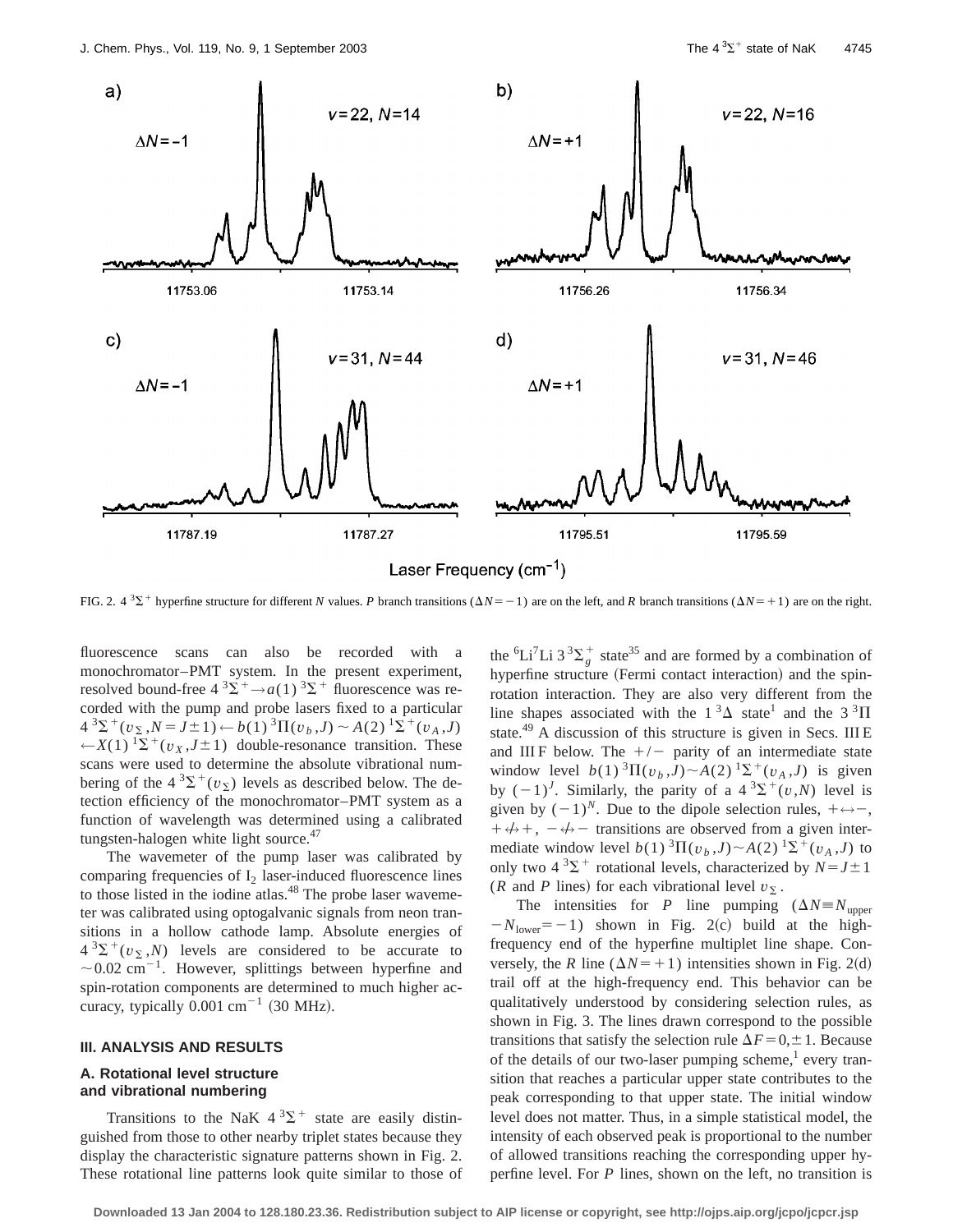FIG. 2. $4\,^3\Sigma^+$ hyperfine structure for different $N$ values. $P$ branch transitions ($\Delta N = -1$) are on the left, and $R$ branch transitions ($\Delta N = +1$) are on the right.

fluorescence scans can also be recorded with a monochromator–PMT system. In the present experiment, resolved bound-free $4\,^3\Sigma^+ \rightarrow a(1)\,^3\Sigma^+$ fluorescence was recorded with the pump and probe lasers fixed to a particular $4\,^3\Sigma^+(v_\Sigma, N = J \pm 1) \leftarrow b(1)\,^3\Pi(v_b, J) \sim A(2)\,^1\Sigma^+(v_A, J) \leftarrow X(1)\,^1\Sigma^+(v_X, J \pm 1)$ double-resonance transition. These scans were used to determine the absolute vibrational numbering of the $4\,^3\Sigma^+(v_\Sigma)$ levels as described below. The detection efficiency of the monochromator–PMT system as a function of wavelength was determined using a calibrated tungsten-halogen white light source.[47]

The wavemeter of the pump laser was calibrated by comparing frequencies of $I_2$ laser-induced fluorescence lines to those listed in the iodine atlas.[48] The probe laser wavemeter was calibrated using optogalvanic signals from neon transitions in a hollow cathode lamp. Absolute energies of $4\,^3\Sigma^+(v_\Sigma, N)$ levels are considered to be accurate to $\sim 0.02$ cm$^{-1}$. However, splittings between hyperfine and spin-rotation components are determined to much higher accuracy, typically 0.001 cm$^{-1}$ (30 MHz).

## III. ANALYSIS AND RESULTS

### A. Rotational level structure and vibrational numbering

Transitions to the NaK $4\,^3\Sigma^+$ state are easily distinguished from those to other nearby triplet states because they display the characteristic signature patterns shown in Fig. 2. These rotational line patterns look quite similar to those of the $^6$Li$^7$Li $3\,^3\Sigma_g^+$ state[35] and are formed by a combination of hyperfine structure (Fermi contact interaction) and the spin-rotation interaction. They are also very different from the line shapes associated with the $1\,^3\Delta$ state[1] and the $3\,^3\Pi$ state.[49] A discussion of this structure is given in Secs. III E and III F below. The $+/-$ parity of an intermediate state window level $b(1)\,^3\Pi(v_b, J) \sim A(2)\,^1\Sigma^+(v_A, J)$ is given by $(-1)^J$. Similarly, the parity of a $4\,^3\Sigma^+(v, N)$ level is given by $(-1)^N$. Due to the dipole selection rules, $+ \leftrightarrow -$, $+ \not\leftrightarrow +$, $- \not\leftrightarrow -$ transitions are observed from a given intermediate window level $b(1)\,^3\Pi(v_b, J) \sim A(2)\,^1\Sigma^+(v_A, J)$ to only two $4\,^3\Sigma^+$ rotational levels, characterized by $N = J \pm 1$ ($R$ and $P$ lines) for each vibrational level $v_\Sigma$.

The intensities for $P$ line pumping ($\Delta N \equiv N_{\rm upper} - N_{\rm lower} = -1$) shown in Fig. 2(c) build at the high-frequency end of the hyperfine multiplet line shape. Conversely, the $R$ line ($\Delta N = +1$) intensities shown in Fig. 2(d) trail off at the high-frequency end. This behavior can be qualitatively understood by considering selection rules, as shown in Fig. 3. The lines drawn correspond to the possible transitions that satisfy the selection rule $\Delta F = 0, \pm 1$. Because of the details of our two-laser pumping scheme,[1] every transition that reaches a particular upper state contributes to the peak corresponding to that upper state. The initial window level does not matter. Thus, in a simple statistical model, the intensity of each observed peak is proportional to the number of allowed transitions reaching the corresponding upper hyperfine level. For $P$ lines, shown on the left, no transition is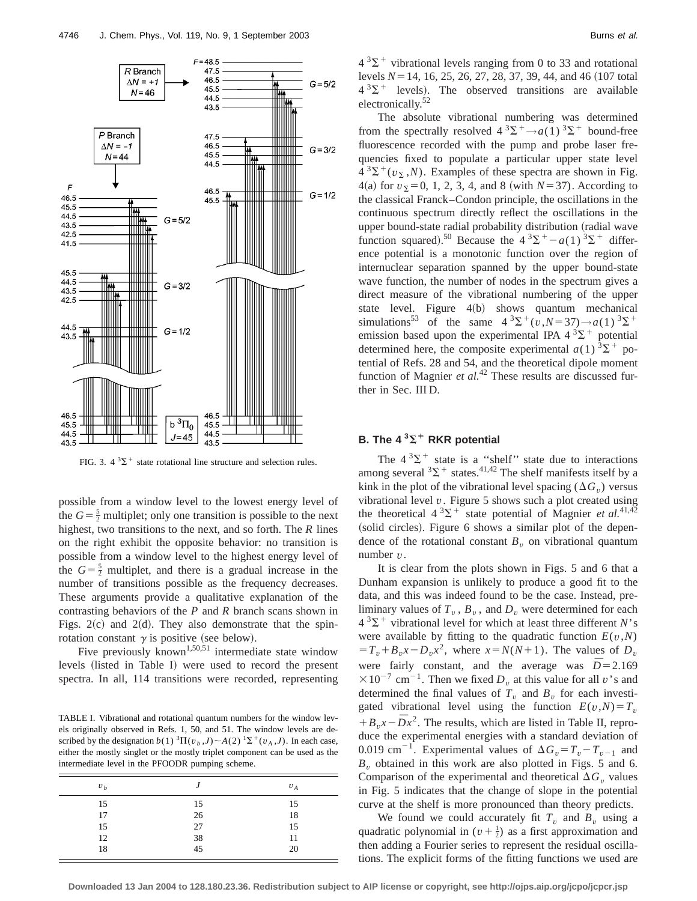FIG. 3. $4\,^3\Sigma^+$ state rotational line structure and selection rules.

possible from a window level to the lowest energy level of the $G=\frac{5}{2}$ multiplet; only one transition is possible to the next highest, two transitions to the next, and so forth. The *R* lines on the right exhibit the opposite behavior: no transition is possible from a window level to the highest energy level of the $G=\frac{5}{2}$ multiplet, and there is a gradual increase in the number of transitions possible as the frequency decreases. These arguments provide a qualitative explanation of the contrasting behaviors of the *P* and *R* branch scans shown in Figs. 2(c) and 2(d). They also demonstrate that the spin-rotation constant $\gamma$ is positive (see below).

Five previously known[1,50,51] intermediate state window levels (listed in Table I) were used to record the present spectra. In all, 114 transitions were recorded, representing $4\,^3\Sigma^+$ vibrational levels ranging from 0 to 33 and rotational levels $N=14$, 16, 25, 26, 27, 28, 37, 39, 44, and 46 (107 total $4\,^3\Sigma^+$ levels). The observed transitions are available electronically.[52]

TABLE I. Vibrational and rotational quantum numbers for the window levels originally observed in Refs. 1, 50, and 51. The window levels are described by the designation $b(1)\,^3\Pi(v_b,J)\sim A(2)\,^1\Sigma^+(v_A,J)$. In each case, either the mostly singlet or the mostly triplet component can be used as the intermediate level in the PFOODR pumping scheme.

| $v_b$ | $J$ | $v_A$ |
|---|---|---|
| 15 | 15 | 15 |
| 17 | 26 | 18 |
| 15 | 27 | 15 |
| 12 | 38 | 11 |
| 18 | 45 | 20 |

The absolute vibrational numbering was determined from the spectrally resolved $4\,^3\Sigma^+\rightarrow a(1)\,^3\Sigma^+$ bound-free fluorescence recorded with the pump and probe laser frequencies fixed to populate a particular upper state level $4\,^3\Sigma^+(v_\Sigma,N)$. Examples of these spectra are shown in Fig. 4(a) for $v_\Sigma=0$, 1, 2, 3, 4, and 8 (with $N=37$). According to the classical Franck–Condon principle, the oscillations in the continuous spectrum directly reflect the oscillations in the upper bound-state radial probability distribution (radial wave function squared).[50] Because the $4\,^3\Sigma^+-a(1)\,^3\Sigma^+$ difference potential is a monotonic function over the region of internuclear separation spanned by the upper bound-state wave function, the number of nodes in the spectrum gives a direct measure of the vibrational numbering of the upper state level. Figure 4(b) shows quantum mechanical simulations[53] of the same $4\,^3\Sigma^+(v,N=37)\rightarrow a(1)\,^3\Sigma^+$ emission based upon the experimental IPA $4\,^3\Sigma^+$ potential determined here, the composite experimental $a(1)\,^3\Sigma^+$ potential of Refs. 28 and 54, and the theoretical dipole moment function of Magnier *et al.*[42] These results are discussed further in Sec. III D.

## B. The $4\,^3\Sigma^+$ RKR potential

The $4\,^3\Sigma^+$ state is a "shelf" state due to interactions among several $^3\Sigma^+$ states.[41,42] The shelf manifests itself by a kink in the plot of the vibrational level spacing ($\Delta G_v$) versus vibrational level $v$. Figure 5 shows such a plot created using the theoretical $4\,^3\Sigma^+$ state potential of Magnier *et al.*[41,42] (solid circles). Figure 6 shows a similar plot of the dependence of the rotational constant $B_v$ on vibrational quantum number $v$.

It is clear from the plots shown in Figs. 5 and 6 that a Dunham expansion is unlikely to produce a good fit to the data, and this was indeed found to be the case. Instead, preliminary values of $T_v$, $B_v$, and $D_v$ were determined for each $4\,^3\Sigma^+$ vibrational level for which at least three different $N$'s were available by fitting to the quadratic function $E(v,N)=T_v+B_vx-D_vx^2$, where $x=N(N+1)$. The values of $D_v$ were fairly constant, and the average was $\bar{D}=2.169\times10^{-7}$ cm$^{-1}$. Then we fixed $D_v$ at this value for all $v$'s and determined the final values of $T_v$ and $B_v$ for each investigated vibrational level using the function $E(v,N)=T_v+B_vx-\bar{D}x^2$. The results, which are listed in Table II, reproduce the experimental energies with a standard deviation of 0.019 cm$^{-1}$. Experimental values of $\Delta G_v=T_v-T_{v-1}$ and $B_v$ obtained in this work are also plotted in Figs. 5 and 6. Comparison of the experimental and theoretical $\Delta G_v$ values in Fig. 5 indicates that the change of slope in the potential curve at the shelf is more pronounced than theory predicts.

We found we could accurately fit $T_v$ and $B_v$ using a quadratic polynomial in $(v+\frac{1}{2})$ as a first approximation and then adding a Fourier series to represent the residual oscillations. The explicit forms of the fitting functions we used are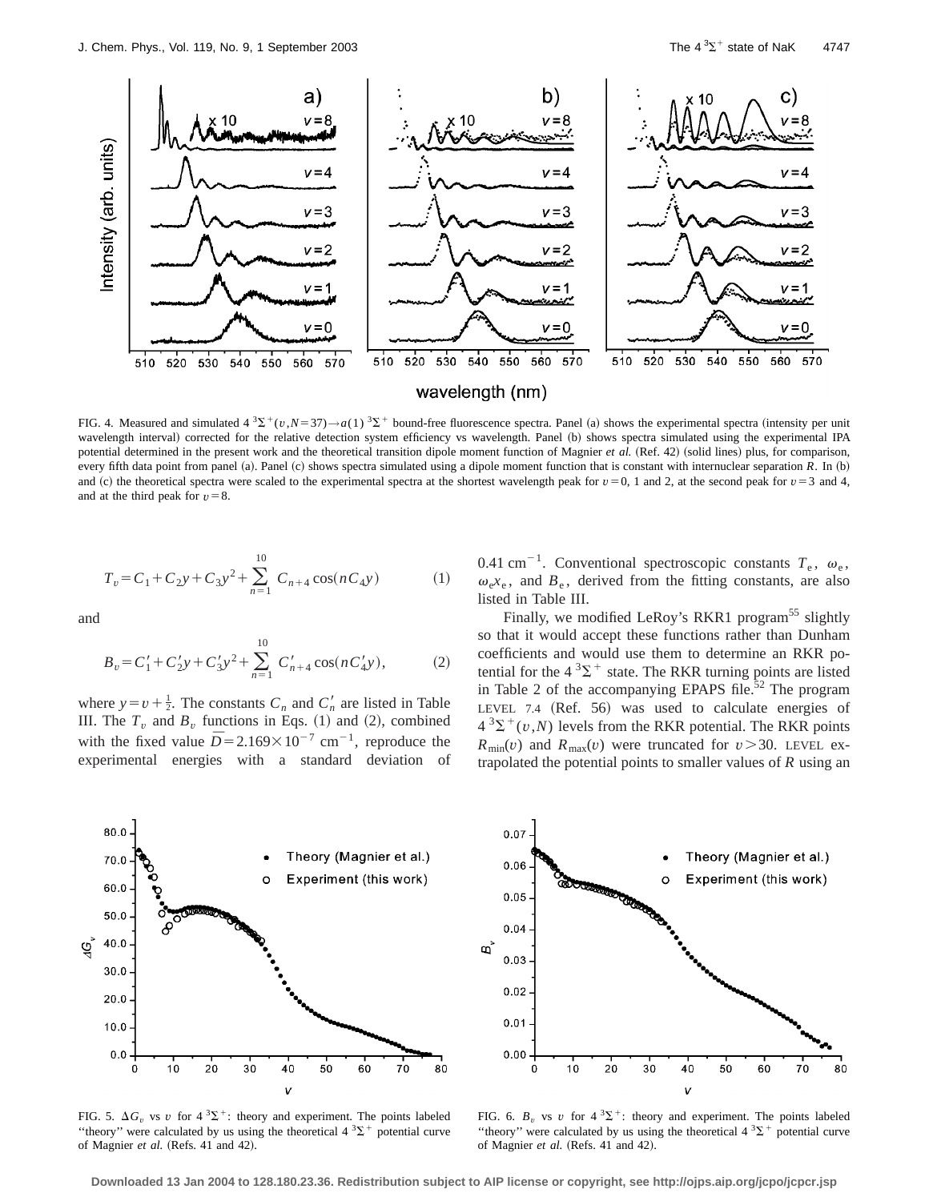FIG. 4. Measured and simulated $4\,^3\Sigma^+(v,N=37)\rightarrow a(1)\,^3\Sigma^+$ bound-free fluorescence spectra. Panel (a) shows the experimental spectra (intensity per unit wavelength interval) corrected for the relative detection system efficiency vs wavelength. Panel (b) shows spectra simulated using the experimental IPA potential determined in the present work and the theoretical transition dipole moment function of Magnier *et al.* (Ref. 42) (solid lines) plus, for comparison, every fifth data point from panel (a). Panel (c) shows spectra simulated using a dipole moment function that is constant with internuclear separation $R$. In (b) and (c) the theoretical spectra were scaled to the experimental spectra at the shortest wavelength peak for $v=0$, 1 and 2, at the second peak for $v=3$ and 4, and at the third peak for $v=8$.

$$T_v = C_1 + C_2 y + C_3 y^2 + \sum_{n=1}^{10} C_{n+4}\cos(nC_4 y) \tag{1}$$

and

$$B_v = C_1' + C_2' y + C_3' y^2 + \sum_{n=1}^{10} C_{n+4}'\cos(nC_4' y), \tag{2}$$

where $y = v + \frac{1}{2}$. The constants $C_n$ and $C_n'$ are listed in Table III. The $T_v$ and $B_v$ functions in Eqs. (1) and (2), combined with the fixed value $\bar{D} = 2.169\times10^{-7}\ \text{cm}^{-1}$, reproduce the experimental energies with a standard deviation of $0.41\ \text{cm}^{-1}$. Conventional spectroscopic constants $T_e$, $\omega_e$, $\omega_e x_e$, and $B_e$, derived from the fitting constants, are also listed in Table III.

Finally, we modified LeRoy's RKR1 program[55] slightly so that it would accept these functions rather than Dunham coefficients and would use them to determine an RKR potential for the $4\,^3\Sigma^+$ state. The RKR turning points are listed in Table 2 of the accompanying EPAPS file.[52] The program LEVEL 7.4 (Ref. 56) was used to calculate energies of $4\,^3\Sigma^+(v,N)$ levels from the RKR potential. The RKR points $R_{\min}(v)$ and $R_{\max}(v)$ were truncated for $v>30$. LEVEL extrapolated the potential points to smaller values of $R$ using an

FIG. 5. $\Delta G_v$ vs $v$ for $4\,^3\Sigma^+$: theory and experiment. The points labeled "theory" were calculated by us using the theoretical $4\,^3\Sigma^+$ potential curve of Magnier *et al.* (Refs. 41 and 42).

FIG. 6. $B_v$ vs $v$ for $4\,^3\Sigma^+$: theory and experiment. The points labeled "theory" were calculated by us using the theoretical $4\,^3\Sigma^+$ potential curve of Magnier *et al.* (Refs. 41 and 42).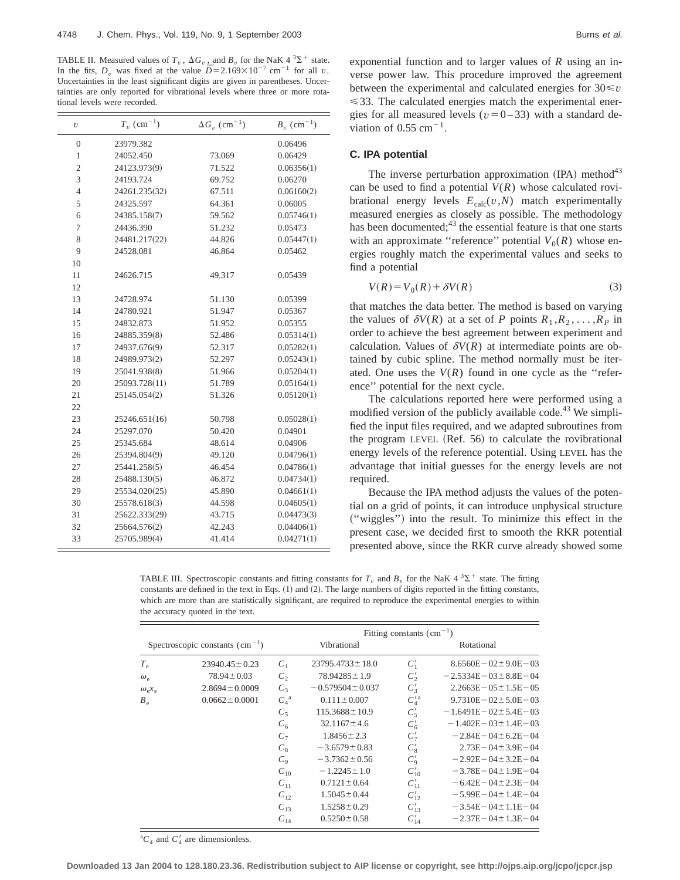TABLE II. Measured values of $T_v$, $\Delta G_v$, and $B_v$ for the NaK $4\,^3\Sigma^+$ state. In the fits, $D_v$ was fixed at the value $\bar{D}=2.169\times10^{-7}$ cm$^{-1}$ for all $v$. Uncertainties in the least significant digits are given in parentheses. Uncertainties are only reported for vibrational levels where three or more rotational levels were recorded.

| $v$ | $T_v$ (cm$^{-1}$) | $\Delta G_v$ (cm$^{-1}$) | $B_v$ (cm$^{-1}$) |
|---|---|---|---|
| 0 | 23979.382 | | 0.06496 |
| 1 | 24052.450 | 73.069 | 0.06429 |
| 2 | 24123.973(9) | 71.522 | 0.06356(1) |
| 3 | 24193.724 | 69.752 | 0.06270 |
| 4 | 24261.235(32) | 67.511 | 0.06160(2) |
| 5 | 24325.597 | 64.361 | 0.06005 |
| 6 | 24385.158(7) | 59.562 | 0.05746(1) |
| 7 | 24436.390 | 51.232 | 0.05473 |
| 8 | 24481.217(22) | 44.826 | 0.05447(1) |
| 9 | 24528.081 | 46.864 | 0.05462 |
| 10 | | | |
| 11 | 24626.715 | 49.317 | 0.05439 |
| 12 | | | |
| 13 | 24728.974 | 51.130 | 0.05399 |
| 14 | 24780.921 | 51.947 | 0.05367 |
| 15 | 24832.873 | 51.952 | 0.05355 |
| 16 | 24885.359(8) | 52.486 | 0.05314(1) |
| 17 | 24937.676(9) | 52.317 | 0.05282(1) |
| 18 | 24989.973(2) | 52.297 | 0.05243(1) |
| 19 | 25041.938(8) | 51.966 | 0.05204(1) |
| 20 | 25093.728(11) | 51.789 | 0.05164(1) |
| 21 | 25145.054(2) | 51.326 | 0.05120(1) |
| 22 | | | |
| 23 | 25246.651(16) | 50.798 | 0.05028(1) |
| 24 | 25297.070 | 50.420 | 0.04901 |
| 25 | 25345.684 | 48.614 | 0.04906 |
| 26 | 25394.804(9) | 49.120 | 0.04796(1) |
| 27 | 25441.258(5) | 46.454 | 0.04786(1) |
| 28 | 25488.130(5) | 46.872 | 0.04734(1) |
| 29 | 25534.020(25) | 45.890 | 0.04661(1) |
| 30 | 25578.618(3) | 44.598 | 0.04605(1) |
| 31 | 25622.333(29) | 43.715 | 0.04473(3) |
| 32 | 25664.576(2) | 42.243 | 0.04406(1) |
| 33 | 25705.989(4) | 41.414 | 0.04271(1) |

exponential function and to larger values of $R$ using an inverse power law. This procedure improved the agreement between the experimental and calculated energies for $30\leqslant v\leqslant33$. The calculated energies match the experimental energies for all measured levels ($v=0-33$) with a standard deviation of 0.55 cm$^{-1}$.

### C. IPA potential

The inverse perturbation approximation (IPA) method[43] can be used to find a potential $V(R)$ whose calculated rovibrational energy levels $E_{\text{calc}}(v,N)$ match experimentally measured energies as closely as possible. The methodology has been documented;[43] the essential feature is that one starts with an approximate "reference" potential $V_0(R)$ whose energies roughly match the experimental values and seeks to find a potential

$$V(R)=V_0(R)+\delta V(R) \tag{3}$$

that matches the data better. The method is based on varying the values of $\delta V(R)$ at a set of $P$ points $R_1,R_2,\ldots,R_P$ in order to achieve the best agreement between experiment and calculation. Values of $\delta V(R)$ at intermediate points are obtained by cubic spline. The method normally must be iterated. One uses the $V(R)$ found in one cycle as the "reference" potential for the next cycle.

The calculations reported here were performed using a modified version of the publicly available code.[43] We simplified the input files required, and we adapted subroutines from the program LEVEL (Ref. 56) to calculate the rovibrational energy levels of the reference potential. Using LEVEL has the advantage that initial guesses for the energy levels are not required.

Because the IPA method adjusts the values of the potential on a grid of points, it can introduce unphysical structure ("wiggles") into the result. To minimize this effect in the present case, we decided first to smooth the RKR potential presented above, since the RKR curve already showed some

TABLE III. Spectroscopic constants and fitting constants for $T_v$ and $B_v$ for the NaK $4\,^3\Sigma^+$ state. The fitting constants are defined in the text in Eqs. (1) and (2). The large numbers of digits reported in the fitting constants, which are more than are statistically significant, are required to reproduce the experimental energies to within the accuracy quoted in the text.

| Spectroscopic constants (cm$^{-1}$) | | Fitting constants (cm$^{-1}$) Vibrational | | Rotational | |
|---|---|---|---|---|---|
| $T_e$ | $23940.45\pm0.23$ | $C_1$ | $23795.4733\pm18.0$ | $C_1'$ | $8.6560\text{E}-02\pm9.0\text{E}-03$ |
| $\omega_e$ | $78.94\pm0.03$ | $C_2$ | $78.94285\pm1.9$ | $C_2'$ | $-2.5334\text{E}-03\pm8.8\text{E}-04$ |
| $\omega_e x_e$ | $2.8694\pm0.0009$ | $C_3$ | $-0.579504\pm0.037$ | $C_3'$ | $2.2663\text{E}-05\pm1.5\text{E}-05$ |
| $B_e$ | $0.0662\pm0.0001$ | $C_4$[a] | $0.111\pm0.007$ | $C_4'$[a] | $9.7310\text{E}-02\pm5.0\text{E}-03$ |
| | | $C_5$ | $115.3688\pm10.9$ | $C_5'$ | $-1.6491\text{E}-02\pm5.4\text{E}-03$ |
| | | $C_6$ | $32.1167\pm4.6$ | $C_6'$ | $-1.402\text{E}-03\pm1.4\text{E}-03$ |
| | | $C_7$ | $1.8456\pm2.3$ | $C_7'$ | $-2.84\text{E}-04\pm6.2\text{E}-04$ |
| | | $C_8$ | $-3.6579\pm0.83$ | $C_8'$ | $2.73\text{E}-04\pm3.9\text{E}-04$ |
| | | $C_9$ | $-3.7362\pm0.56$ | $C_9'$ | $-2.92\text{E}-04\pm3.2\text{E}-04$ |
| | | $C_{10}$ | $-1.2245\pm1.0$ | $C_{10}'$ | $-3.78\text{E}-04\pm1.9\text{E}-04$ |
| | | $C_{11}$ | $0.7121\pm0.64$ | $C_{11}'$ | $-6.42\text{E}-04\pm2.3\text{E}-04$ |
| | | $C_{12}$ | $1.5045\pm0.44$ | $C_{12}'$ | $-5.99\text{E}-04\pm1.4\text{E}-04$ |
| | | $C_{13}$ | $1.5258\pm0.29$ | $C_{13}'$ | $-3.54\text{E}-04\pm1.1\text{E}-04$ |
| | | $C_{14}$ | $0.5250\pm0.58$ | $C_{14}'$ | $-2.37\text{E}-04\pm1.3\text{E}-04$ |

[a]$C_4$ and $C_4'$ are dimensionless.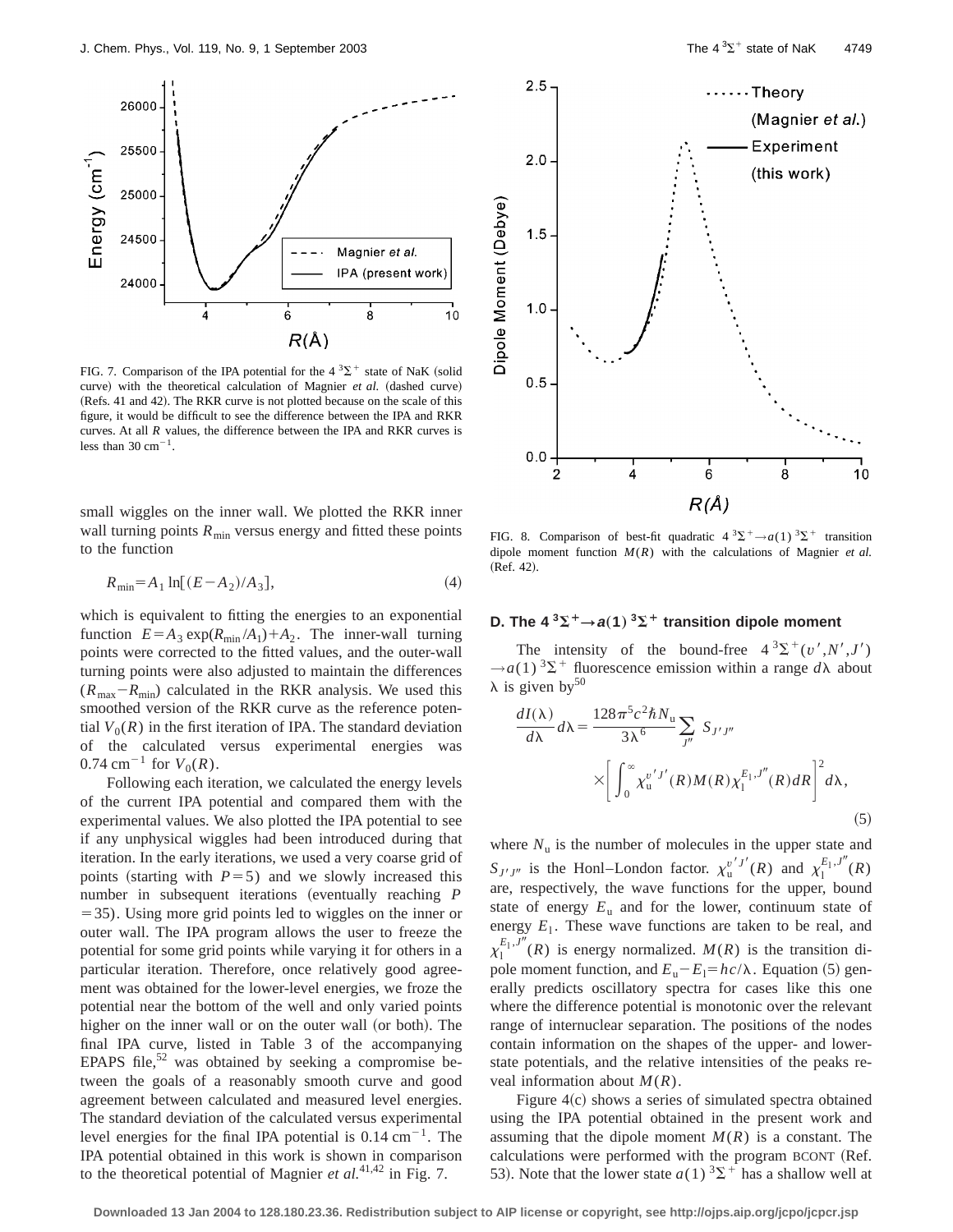FIG. 7. Comparison of the IPA potential for the $4\,^3\Sigma^+$ state of NaK (solid curve) with the theoretical calculation of Magnier *et al.* (dashed curve) (Refs. 41 and 42). The RKR curve is not plotted because on the scale of this figure, it would be difficult to see the difference between the IPA and RKR curves. At all $R$ values, the difference between the IPA and RKR curves is less than 30 cm$^{-1}$.

small wiggles on the inner wall. We plotted the RKR inner wall turning points $R_{\min}$ versus energy and fitted these points to the function

$$R_{\min}=A_1\ln[(E-A_2)/A_3], \tag{4}$$

which is equivalent to fitting the energies to an exponential function $E=A_3\exp(R_{\min}/A_1)+A_2$. The inner-wall turning points were corrected to the fitted values, and the outer-wall turning points were also adjusted to maintain the differences $(R_{\max}-R_{\min})$ calculated in the RKR analysis. We used this smoothed version of the RKR curve as the reference potential $V_0(R)$ in the first iteration of IPA. The standard deviation of the calculated versus experimental energies was 0.74 cm$^{-1}$ for $V_0(R)$.

Following each iteration, we calculated the energy levels of the current IPA potential and compared them with the experimental values. We also plotted the IPA potential to see if any unphysical wiggles had been introduced during that iteration. In the early iterations, we used a very coarse grid of points (starting with $P=5$) and we slowly increased this number in subsequent iterations (eventually reaching $P=35$). Using more grid points led to wiggles on the inner or outer wall. The IPA program allows the user to freeze the potential for some grid points while varying it for others in a particular iteration. Therefore, once relatively good agreement was obtained for the lower-level energies, we froze the potential near the bottom of the well and only varied points higher on the inner wall or on the outer wall (or both). The final IPA curve, listed in Table 3 of the accompanying EPAPS file,[52] was obtained by seeking a compromise between the goals of a reasonably smooth curve and good agreement between calculated and measured level energies. The standard deviation of the calculated versus experimental level energies for the final IPA potential is 0.14 cm$^{-1}$. The IPA potential obtained in this work is shown in comparison to the theoretical potential of Magnier *et al.*[41,42] in Fig. 7.

FIG. 8. Comparison of best-fit quadratic $4\,^3\Sigma^+\rightarrow a(1)\,^3\Sigma^+$ transition dipole moment function $M(R)$ with the calculations of Magnier *et al.* (Ref. 42).

### D. The $4\,^3\Sigma^+\rightarrow a(1)\,^3\Sigma^+$ transition dipole moment

The intensity of the bound-free $4\,^3\Sigma^+(v',N',J')\rightarrow a(1)\,^3\Sigma^+$ fluorescence emission within a range $d\lambda$ about $\lambda$ is given by[50]

$$\frac{dI(\lambda)}{d\lambda}d\lambda=\frac{128\pi^5c^2\hbar N_{\mathrm{u}}}{3\lambda^6}\sum_{J''}S_{J'J''}\times\left[\int_0^\infty\chi_{\mathrm{u}}^{v'J'}(R)M(R)\chi_{\mathrm{l}}^{E_1,J''}(R)dR\right]^2d\lambda, \tag{5}$$

where $N_{\mathrm{u}}$ is the number of molecules in the upper state and $S_{J'J''}$ is the Honl–London factor. $\chi_{\mathrm{u}}^{v'J'}(R)$ and $\chi_{\mathrm{l}}^{E_1,J''}(R)$ are, respectively, the wave functions for the upper, bound state of energy $E_{\mathrm{u}}$ and for the lower, continuum state of energy $E_1$. These wave functions are taken to be real, and $\chi_{\mathrm{l}}^{E_1,J''}(R)$ is energy normalized. $M(R)$ is the transition dipole moment function, and $E_{\mathrm{u}}-E_1=hc/\lambda$. Equation (5) generally predicts oscillatory spectra for cases like this one where the difference potential is monotonic over the relevant range of internuclear separation. The positions of the nodes contain information on the shapes of the upper- and lower-state potentials, and the relative intensities of the peaks reveal information about $M(R)$.

Figure 4(c) shows a series of simulated spectra obtained using the IPA potential obtained in the present work and assuming that the dipole moment $M(R)$ is a constant. The calculations were performed with the program BCONT (Ref. 53). Note that the lower state $a(1)\,^3\Sigma^+$ has a shallow well at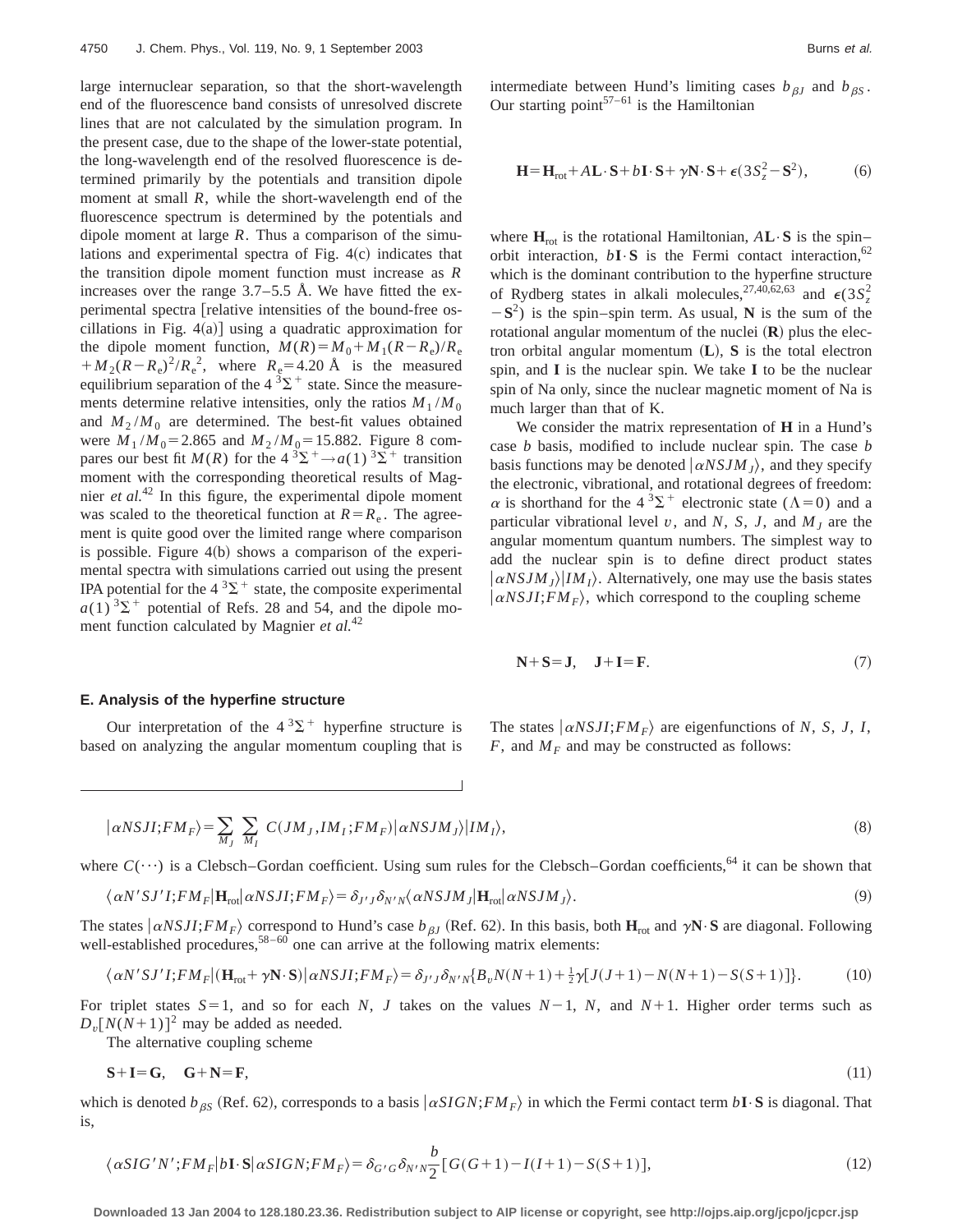large internuclear separation, so that the short-wavelength end of the fluorescence band consists of unresolved discrete lines that are not calculated by the simulation program. In the present case, due to the shape of the lower-state potential, the long-wavelength end of the resolved fluorescence is determined primarily by the potentials and transition dipole moment at small $R$, while the short-wavelength end of the fluorescence spectrum is determined by the potentials and dipole moment at large $R$. Thus a comparison of the simulations and experimental spectra of Fig. 4(c) indicates that the transition dipole moment function must increase as $R$ increases over the range 3.7–5.5 Å. We have fitted the experimental spectra [relative intensities of the bound-free oscillations in Fig. 4(a)] using a quadratic approximation for the dipole moment function, $M(R)=M_0+M_1(R-R_e)/R_e+M_2(R-R_e)^2/R_e^2$, where $R_e=4.20$ Å is the measured equilibrium separation of the $4\,^3\Sigma^+$ state. Since the measurements determine relative intensities, only the ratios $M_1/M_0$ and $M_2/M_0$ are determined. The best-fit values obtained were $M_1/M_0=2.865$ and $M_2/M_0=15.882$. Figure 8 compares our best fit $M(R)$ for the $4\,^3\Sigma^+\rightarrow a(1)\,^3\Sigma^+$ transition moment with the corresponding theoretical results of Magnier *et al.*[42] In this figure, the experimental dipole moment was scaled to the theoretical function at $R=R_e$. The agreement is quite good over the limited range where comparison is possible. Figure 4(b) shows a comparison of the experimental spectra with simulations carried out using the present IPA potential for the $4\,^3\Sigma^+$ state, the composite experimental $a(1)\,^3\Sigma^+$ potential of Refs. 28 and 54, and the dipole moment function calculated by Magnier *et al.*[42]

### E. Analysis of the hyperfine structure

Our interpretation of the $4\,^3\Sigma^+$ hyperfine structure is based on analyzing the angular momentum coupling that is intermediate between Hund's limiting cases $b_{\beta J}$ and $b_{\beta S}$. Our starting point[57–61] is the Hamiltonian

$$\mathbf{H}=\mathbf{H}_{\mathrm{rot}}+A\mathbf{L}\cdot\mathbf{S}+b\mathbf{I}\cdot\mathbf{S}+\gamma\mathbf{N}\cdot\mathbf{S}+\epsilon(3S_z^2-\mathbf{S}^2), \tag{6}$$

where $\mathbf{H}_{\mathrm{rot}}$ is the rotational Hamiltonian, $A\mathbf{L}\cdot\mathbf{S}$ is the spin–orbit interaction, $b\mathbf{I}\cdot\mathbf{S}$ is the Fermi contact interaction,[62] which is the dominant contribution to the hyperfine structure of Rydberg states in alkali molecules,[27,40,62,63] and $\epsilon(3S_z^2-\mathbf{S}^2)$ is the spin–spin term. As usual, $\mathbf{N}$ is the sum of the rotational angular momentum of the nuclei ($\mathbf{R}$) plus the electron orbital angular momentum ($\mathbf{L}$), $\mathbf{S}$ is the total electron spin, and $\mathbf{I}$ is the nuclear spin. We take $\mathbf{I}$ to be the nuclear spin of Na only, since the nuclear magnetic moment of Na is much larger than that of K.

We consider the matrix representation of $\mathbf{H}$ in a Hund's case $b$ basis, modified to include nuclear spin. The case $b$ basis functions may be denoted $|\alpha NSJM_J\rangle$, and they specify the electronic, vibrational, and rotational degrees of freedom: $\alpha$ is shorthand for the $4\,^3\Sigma^+$ electronic state ($\Lambda=0$) and a particular vibrational level $v$, and $N$, $S$, $J$, and $M_J$ are the angular momentum quantum numbers. The simplest way to add the nuclear spin is to define direct product states $|\alpha NSJM_J\rangle|IM_I\rangle$. Alternatively, one may use the basis states $|\alpha NSJI;FM_F\rangle$, which correspond to the coupling scheme

$$\mathbf{N}+\mathbf{S}=\mathbf{J},\quad \mathbf{J}+\mathbf{I}=\mathbf{F}. \tag{7}$$

The states $|\alpha NSJI;FM_F\rangle$ are eigenfunctions of $N$, $S$, $J$, $I$, $F$, and $M_F$ and may be constructed as follows:

$$|\alpha NSJI;FM_F\rangle=\sum_{M_J}\sum_{M_I}C(JM_J,IM_I;FM_F)|\alpha NSJM_J\rangle|IM_I\rangle, \tag{8}$$

where $C(\cdots)$ is a Clebsch–Gordan coefficient. Using sum rules for the Clebsch–Gordan coefficients,[64] it can be shown that

$$\langle\alpha N'SJ'I;FM_F|\mathbf{H}_{\mathrm{rot}}|\alpha NSJI;FM_F\rangle=\delta_{J'J}\delta_{N'N}\langle\alpha NSJM_J|\mathbf{H}_{\mathrm{rot}}|\alpha NSJM_J\rangle. \tag{9}$$

The states $|\alpha NSJI;FM_F\rangle$ correspond to Hund's case $b_{\beta J}$ (Ref. 62). In this basis, both $\mathbf{H}_{\mathrm{rot}}$ and $\gamma\mathbf{N}\cdot\mathbf{S}$ are diagonal. Following well-established procedures,[58–60] one can arrive at the following matrix elements:

$$\langle\alpha N'SJ'I;FM_F|(\mathbf{H}_{\mathrm{rot}}+\gamma\mathbf{N}\cdot\mathbf{S})|\alpha NSJI;FM_F\rangle=\delta_{J'J}\delta_{N'N}\{B_vN(N+1)+\tfrac{1}{2}\gamma[J(J+1)-N(N+1)-S(S+1)]\}. \tag{10}$$

For triplet states $S=1$, and so for each $N$, $J$ takes on the values $N-1$, $N$, and $N+1$. Higher order terms such as $D_v[N(N+1)]^2$ may be added as needed.

The alternative coupling scheme

$$\mathbf{S}+\mathbf{I}=\mathbf{G},\quad \mathbf{G}+\mathbf{N}=\mathbf{F}, \tag{11}$$

which is denoted $b_{\beta S}$ (Ref. 62), corresponds to a basis $|\alpha SIGN;FM_F\rangle$ in which the Fermi contact term $b\mathbf{I}\cdot\mathbf{S}$ is diagonal. That is,

$$\langle\alpha SIG'N';FM_F|b\mathbf{I}\cdot\mathbf{S}|\alpha SIGN;FM_F\rangle=\delta_{G'G}\delta_{N'N}\frac{b}{2}[G(G+1)-I(I+1)-S(S+1)], \tag{12}$$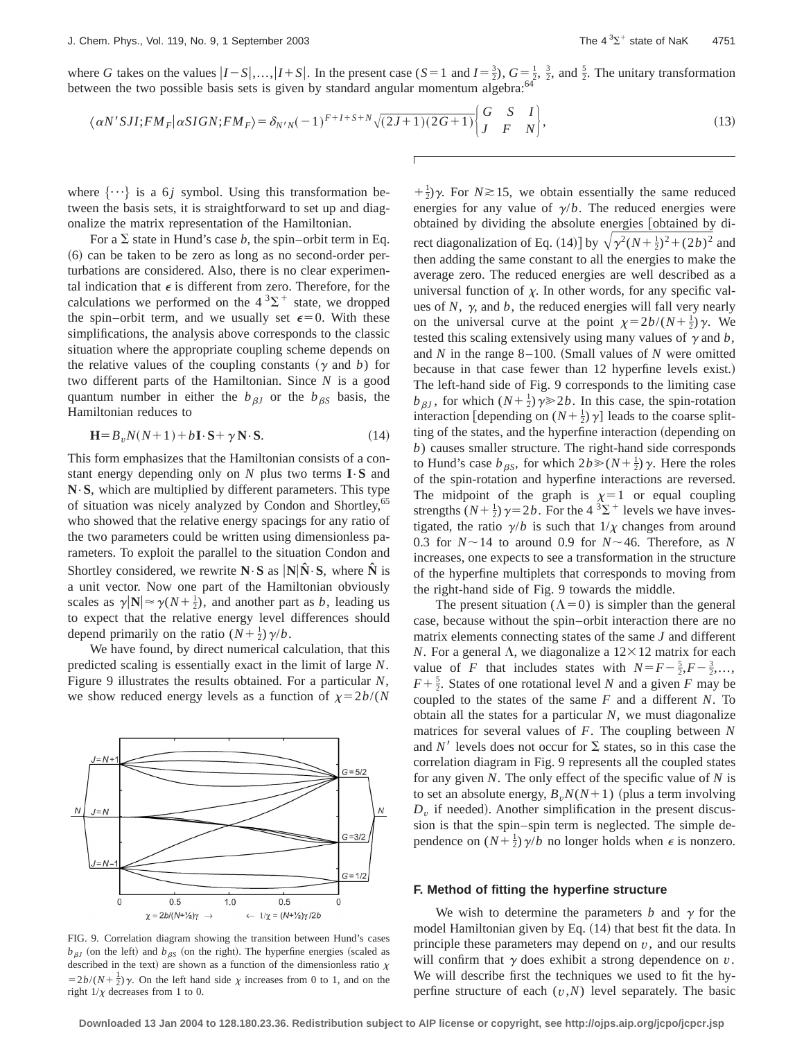where $G$ takes on the values $|I-S|,\ldots,|I+S|$. In the present case ($S=1$ and $I=\frac{3}{2}$), $G=\frac{1}{2}$, $\frac{3}{2}$, and $\frac{5}{2}$. The unitary transformation between the two possible basis sets is given by standard angular momentum algebra:[64]

$$\langle \alpha N' SJI;FM_F|\alpha SIGN;FM_F\rangle=\delta_{N'N}(-1)^{F+I+S+N}\sqrt{(2J+1)(2G+1)}\begin{Bmatrix} G & S & I \\ J & F & N \end{Bmatrix}, \tag{13}$$

where $\{\cdots\}$ is a $6j$ symbol. Using this transformation between the basis sets, it is straightforward to set up and diagonalize the matrix representation of the Hamiltonian.

For a $\Sigma$ state in Hund's case $b$, the spin–orbit term in Eq. (6) can be taken to be zero as long as no second-order perturbations are considered. Also, there is no clear experimental indication that $\epsilon$ is different from zero. Therefore, for the calculations we performed on the $4\,^3\Sigma^+$ state, we dropped the spin–orbit term, and we usually set $\epsilon=0$. With these simplifications, the analysis above corresponds to the classic situation where the appropriate coupling scheme depends on the relative values of the coupling constants ($\gamma$ and $b$) for two different parts of the Hamiltonian. Since $N$ is a good quantum number in either the $b_{\beta J}$ or the $b_{\beta S}$ basis, the Hamiltonian reduces to

$$\mathbf{H}=B_v N(N+1)+b\mathbf{I}\cdot\mathbf{S}+\gamma\mathbf{N}\cdot\mathbf{S}. \tag{14}$$

This form emphasizes that the Hamiltonian consists of a constant energy depending only on $N$ plus two terms $\mathbf{I}\cdot\mathbf{S}$ and $\mathbf{N}\cdot\mathbf{S}$, which are multiplied by different parameters. This type of situation was nicely analyzed by Condon and Shortley,[65] who showed that the relative energy spacings for any ratio of the two parameters could be written using dimensionless parameters. To exploit the parallel to the situation Condon and Shortley considered, we rewrite $\mathbf{N}\cdot\mathbf{S}$ as $|\mathbf{N}|\hat{\mathbf{N}}\cdot\mathbf{S}$, where $\hat{\mathbf{N}}$ is a unit vector. Now one part of the Hamiltonian obviously scales as $\gamma|\mathbf{N}|\approx\gamma(N+\frac{1}{2})$, and another part as $b$, leading us to expect that the relative energy level differences should depend primarily on the ratio $(N+\frac{1}{2})\gamma/b$.

We have found, by direct numerical calculation, that this predicted scaling is essentially exact in the limit of large $N$. Figure 9 illustrates the results obtained. For a particular $N$, we show reduced energy levels as a function of $\chi=2b/(N+\frac{1}{2})\gamma$. For $N\gtrsim 15$, we obtain essentially the same reduced energies for any value of $\gamma/b$. The reduced energies were obtained by dividing the absolute energies [obtained by direct diagonalization of Eq. (14)] by $\sqrt{\gamma^2(N+\frac{1}{2})^2+(2b)^2}$ and then adding the same constant to all the energies to make the average zero. The reduced energies are well described as a universal function of $\chi$. In other words, for any specific values of $N$, $\gamma$, and $b$, the reduced energies will fall very nearly on the universal curve at the point $\chi=2b/(N+\frac{1}{2})\gamma$. We tested this scaling extensively using many values of $\gamma$ and $b$, and $N$ in the range 8–100. (Small values of $N$ were omitted because in that case fewer than 12 hyperfine levels exist.) The left-hand side of Fig. 9 corresponds to the limiting case $b_{\beta J}$, for which $(N+\frac{1}{2})\gamma\gg 2b$. In this case, the spin-rotation interaction [depending on $(N+\frac{1}{2})\gamma$] leads to the coarse splitting of the states, and the hyperfine interaction (depending on $b$) causes smaller structure. The right-hand side corresponds to Hund's case $b_{\beta S}$, for which $2b\gg(N+\frac{1}{2})\gamma$. Here the roles of the spin-rotation and hyperfine interactions are reversed. The midpoint of the graph is $\chi=1$ or equal coupling strengths $(N+\frac{1}{2})\gamma=2b$. For the $4\,^3\Sigma^+$ levels we have investigated, the ratio $\gamma/b$ is such that $1/\chi$ changes from around 0.3 for $N\sim 14$ to around 0.9 for $N\sim 46$. Therefore, as $N$ increases, one expects to see a transformation in the structure of the hyperfine multiplets that corresponds to moving from the right-hand side of Fig. 9 towards the middle.

FIG. 9. Correlation diagram showing the transition between Hund's cases $b_{\beta J}$ (on the left) and $b_{\beta S}$ (on the right). The hyperfine energies (scaled as described in the text) are shown as a function of the dimensionless ratio $\chi=2b/(N+\frac{1}{2})\gamma$. On the left hand side $\chi$ increases from 0 to 1, and on the right $1/\chi$ decreases from 1 to 0.

The present situation ($\Lambda=0$) is simpler than the general case, because without the spin–orbit interaction there are no matrix elements connecting states of the same $J$ and different $N$. For a general $\Lambda$, we diagonalize a $12\times 12$ matrix for each value of $F$ that includes states with $N=F-\frac{5}{2},F-\frac{3}{2},\ldots,F+\frac{5}{2}$. States of one rotational level $N$ and a given $F$ may be coupled to the states of the same $F$ and a different $N$. To obtain all the states for a particular $N$, we must diagonalize matrices for several values of $F$. The coupling between $N$ and $N'$ levels does not occur for $\Sigma$ states, so in this case the correlation diagram in Fig. 9 represents all the coupled states for any given $N$. The only effect of the specific value of $N$ is to set an absolute energy, $B_v N(N+1)$ (plus a term involving $D_v$ if needed). Another simplification in the present discussion is that the spin–spin term is neglected. The simple dependence on $(N+\frac{1}{2})\gamma/b$ no longer holds when $\epsilon$ is nonzero.

### F. Method of fitting the hyperfine structure

We wish to determine the parameters $b$ and $\gamma$ for the model Hamiltonian given by Eq. (14) that best fit the data. In principle these parameters may depend on $v$, and our results will confirm that $\gamma$ does exhibit a strong dependence on $v$. We will describe first the techniques we used to fit the hyperfine structure of each $(v,N)$ level separately. The basic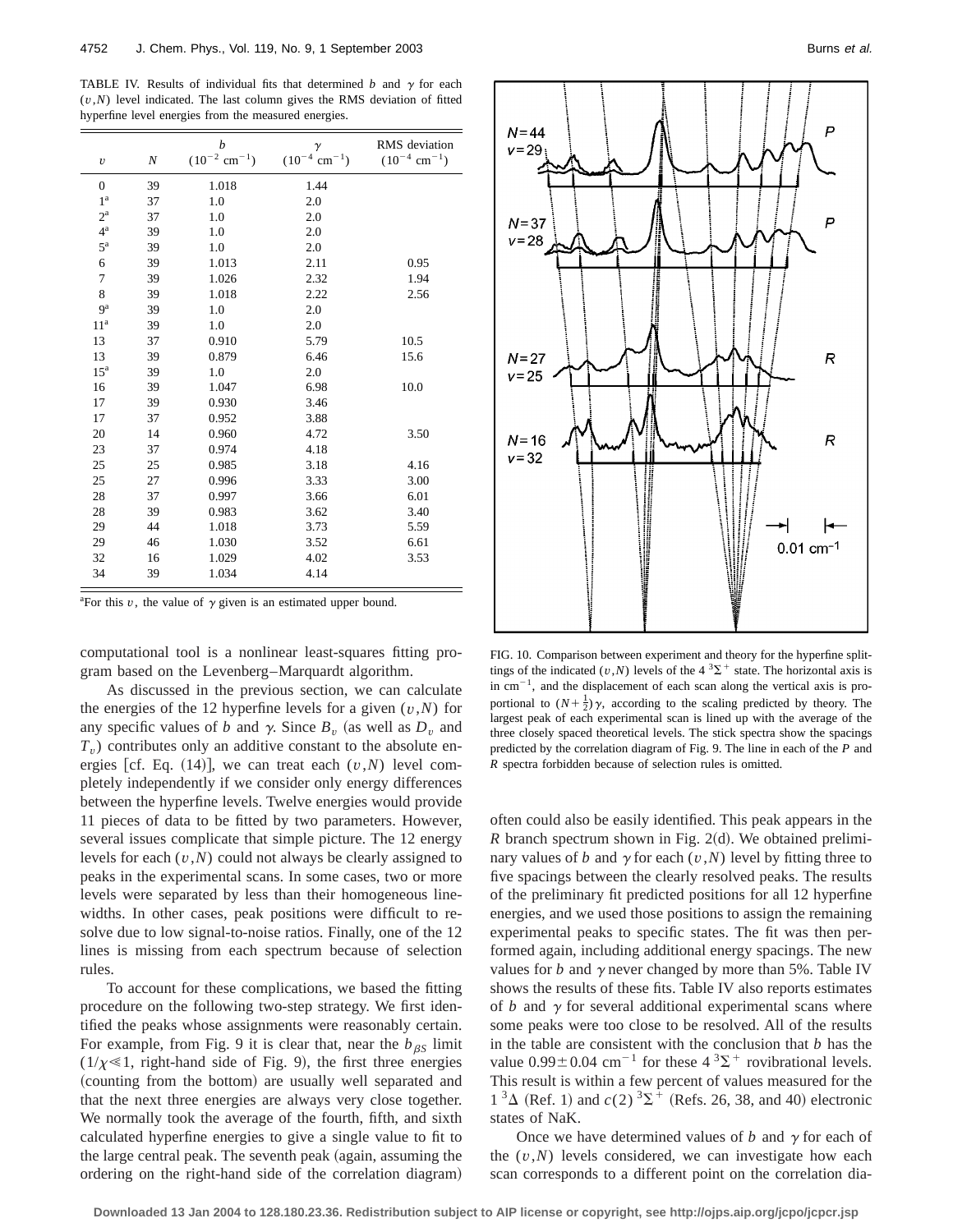TABLE IV. Results of individual fits that determined $b$ and $\gamma$ for each $(v,N)$ level indicated. The last column gives the RMS deviation of fitted hyperfine level energies from the measured energies.

| $v$ | $N$ | $b$ $(10^{-2}\ \mathrm{cm}^{-1})$ | $\gamma$ $(10^{-4}\ \mathrm{cm}^{-1})$ | RMS deviation $(10^{-4}\ \mathrm{cm}^{-1})$ |
|---|---|---|---|---|
| 0 | 39 | 1.018 | 1.44 | |
| 1[a] | 37 | 1.0 | 2.0 | |
| 2[a] | 37 | 1.0 | 2.0 | |
| 4[a] | 39 | 1.0 | 2.0 | |
| 5[a] | 39 | 1.0 | 2.0 | |
| 6 | 39 | 1.013 | 2.11 | 0.95 |
| 7 | 39 | 1.026 | 2.32 | 1.94 |
| 8 | 39 | 1.018 | 2.22 | 2.56 |
| 9[a] | 39 | 1.0 | 2.0 | |
| 11[a] | 39 | 1.0 | 2.0 | |
| 13 | 37 | 0.910 | 5.79 | 10.5 |
| 13 | 39 | 0.879 | 6.46 | 15.6 |
| 15[a] | 39 | 1.0 | 2.0 | |
| 16 | 39 | 1.047 | 6.98 | 10.0 |
| 17 | 39 | 0.930 | 3.46 | |
| 17 | 37 | 0.952 | 3.88 | |
| 20 | 14 | 0.960 | 4.72 | 3.50 |
| 23 | 37 | 0.974 | 4.18 | |
| 25 | 25 | 0.985 | 3.18 | 4.16 |
| 25 | 27 | 0.996 | 3.33 | 3.00 |
| 28 | 37 | 0.997 | 3.66 | 6.01 |
| 28 | 39 | 0.983 | 3.62 | 3.40 |
| 29 | 44 | 1.018 | 3.73 | 5.59 |
| 29 | 46 | 1.030 | 3.52 | 6.61 |
| 32 | 16 | 1.029 | 4.02 | 3.53 |
| 34 | 39 | 1.034 | 4.14 | |

[a]For this $v$, the value of $\gamma$ given is an estimated upper bound.

computational tool is a nonlinear least-squares fitting program based on the Levenberg–Marquardt algorithm.

As discussed in the previous section, we can calculate the energies of the 12 hyperfine levels for a given $(v,N)$ for any specific values of $b$ and $\gamma$. Since $B_v$ (as well as $D_v$ and $T_v$) contributes only an additive constant to the absolute energies [cf. Eq. (14)], we can treat each $(v,N)$ level completely independently if we consider only energy differences between the hyperfine levels. Twelve energies would provide 11 pieces of data to be fitted by two parameters. However, several issues complicate that simple picture. The 12 energy levels for each $(v,N)$ could not always be clearly assigned to peaks in the experimental scans. In some cases, two or more levels were separated by less than their homogeneous linewidths. In other cases, peak positions were difficult to resolve due to low signal-to-noise ratios. Finally, one of the 12 lines is missing from each spectrum because of selection rules.

To account for these complications, we based the fitting procedure on the following two-step strategy. We first identified the peaks whose assignments were reasonably certain. For example, from Fig. 9 it is clear that, near the $b_{\beta S}$ limit $(1/\chi \ll 1$, right-hand side of Fig. 9), the first three energies (counting from the bottom) are usually well separated and that the next three energies are always very close together. We normally took the average of the fourth, fifth, and sixth calculated hyperfine energies to give a single value to fit to the large central peak. The seventh peak (again, assuming the ordering on the right-hand side of the correlation diagram) often could also be easily identified. This peak appears in the $R$ branch spectrum shown in Fig. 2(d). We obtained preliminary values of $b$ and $\gamma$ for each $(v,N)$ level by fitting three to five spacings between the clearly resolved peaks. The results of the preliminary fit predicted positions for all 12 hyperfine energies, and we used those positions to assign the remaining experimental peaks to specific states. The fit was then performed again, including additional energy spacings. The new values for $b$ and $\gamma$ never changed by more than 5%. Table IV shows the results of these fits. Table IV also reports estimates of $b$ and $\gamma$ for several additional experimental scans where some peaks were too close to be resolved. All of the results in the table are consistent with the conclusion that $b$ has the value $0.99 \pm 0.04\ \mathrm{cm}^{-1}$ for these $4\,^3\Sigma^+$ rovibrational levels. This result is within a few percent of values measured for the $1\,^3\Delta$ (Ref. 1) and $c(2)\,^3\Sigma^+$ (Refs. 26, 38, and 40) electronic states of NaK.

Once we have determined values of $b$ and $\gamma$ for each of the $(v,N)$ levels considered, we can investigate how each scan corresponds to a different point on the correlation dia-

FIG. 10. Comparison between experiment and theory for the hyperfine splittings of the indicated $(v,N)$ levels of the $4\,^3\Sigma^+$ state. The horizontal axis is in $\mathrm{cm}^{-1}$, and the displacement of each scan along the vertical axis is proportional to $(N+\frac{1}{2})\gamma$, according to the scaling predicted by theory. The largest peak of each experimental scan is lined up with the average of the three closely spaced theoretical levels. The stick spectra show the spacings predicted by the correlation diagram of Fig. 9. The line in each of the $P$ and $R$ spectra forbidden because of selection rules is omitted.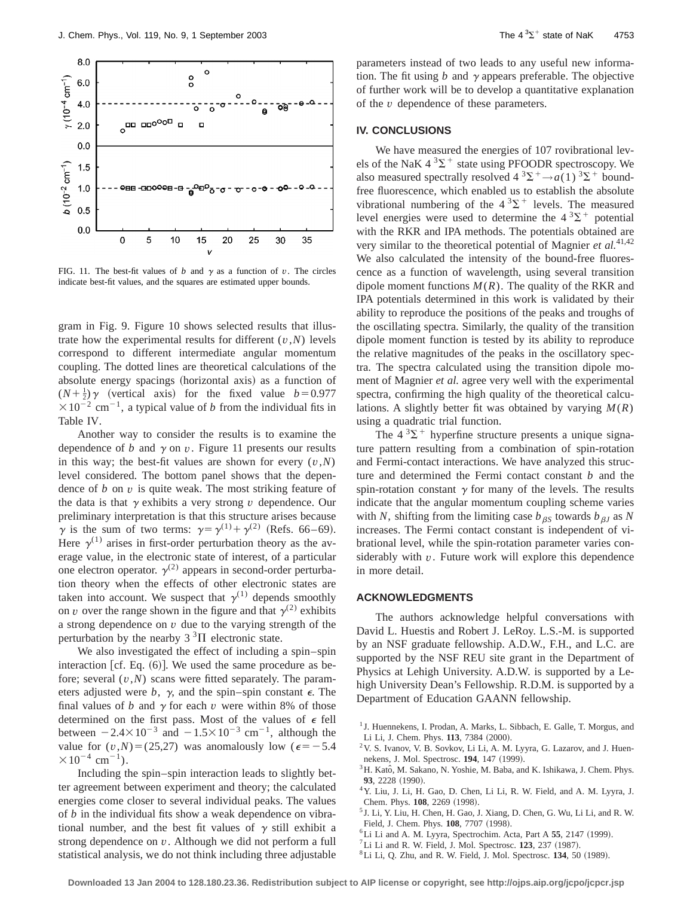FIG. 11. The best-fit values of $b$ and $\gamma$ as a function of $v$. The circles indicate best-fit values, and the squares are estimated upper bounds.

gram in Fig. 9. Figure 10 shows selected results that illustrate how the experimental results for different $(v,N)$ levels correspond to different intermediate angular momentum coupling. The dotted lines are theoretical calculations of the absolute energy spacings (horizontal axis) as a function of $(N+\frac{1}{2})\gamma$ (vertical axis) for the fixed value $b=0.977\times10^{-2}$ cm$^{-1}$, a typical value of $b$ from the individual fits in Table IV.

Another way to consider the results is to examine the dependence of $b$ and $\gamma$ on $v$. Figure 11 presents our results in this way; the best-fit values are shown for every $(v,N)$ level considered. The bottom panel shows that the dependence of $b$ on $v$ is quite weak. The most striking feature of the data is that $\gamma$ exhibits a very strong $v$ dependence. Our preliminary interpretation is that this structure arises because $\gamma$ is the sum of two terms: $\gamma=\gamma^{(1)}+\gamma^{(2)}$ (Refs. 66–69). Here $\gamma^{(1)}$ arises in first-order perturbation theory as the average value, in the electronic state of interest, of a particular one electron operator. $\gamma^{(2)}$ appears in second-order perturbation theory when the effects of other electronic states are taken into account. We suspect that $\gamma^{(1)}$ depends smoothly on $v$ over the range shown in the figure and that $\gamma^{(2)}$ exhibits a strong dependence on $v$ due to the varying strength of the perturbation by the nearby $3\,^3\Pi$ electronic state.

We also investigated the effect of including a spin–spin interaction [cf. Eq. (6)]. We used the same procedure as before; several $(v,N)$ scans were fitted separately. The parameters adjusted were $b$, $\gamma$, and the spin–spin constant $\epsilon$. The final values of $b$ and $\gamma$ for each $v$ were within 8% of those determined on the first pass. Most of the values of $\epsilon$ fell between $-2.4\times10^{-3}$ and $-1.5\times10^{-3}$ cm$^{-1}$, although the value for $(v,N)=(25,27)$ was anomalously low ($\epsilon=-5.4\times10^{-4}$ cm$^{-1}$).

Including the spin–spin interaction leads to slightly better agreement between experiment and theory; the calculated energies come closer to several individual peaks. The values of $b$ in the individual fits show a weak dependence on vibrational number, and the best fit values of $\gamma$ still exhibit a strong dependence on $v$. Although we did not perform a full statistical analysis, we do not think including three adjustable parameters instead of two leads to any useful new information. The fit using $b$ and $\gamma$ appears preferable. The objective of further work will be to develop a quantitative explanation of the $v$ dependence of these parameters.

## IV. CONCLUSIONS

We have measured the energies of 107 rovibrational levels of the NaK $4\,^3\Sigma^+$ state using PFOODR spectroscopy. We also measured spectrally resolved $4\,^3\Sigma^+\rightarrow a(1)\,^3\Sigma^+$ bound-free fluorescence, which enabled us to establish the absolute vibrational numbering of the $4\,^3\Sigma^+$ levels. The measured level energies were used to determine the $4\,^3\Sigma^+$ potential with the RKR and IPA methods. The potentials obtained are very similar to the theoretical potential of Magnier *et al.*[41,42] We also calculated the intensity of the bound-free fluorescence as a function of wavelength, using several transition dipole moment functions $M(R)$. The quality of the RKR and IPA potentials determined in this work is validated by their ability to reproduce the positions of the peaks and troughs of the oscillating spectra. Similarly, the quality of the transition dipole moment function is tested by its ability to reproduce the relative magnitudes of the peaks in the oscillatory spectra. The spectra calculated using the transition dipole moment of Magnier *et al.* agree very well with the experimental spectra, confirming the high quality of the theoretical calculations. A slightly better fit was obtained by varying $M(R)$ using a quadratic trial function.

The $4\,^3\Sigma^+$ hyperfine structure presents a unique signature pattern resulting from a combination of spin-rotation and Fermi-contact interactions. We have analyzed this structure and determined the Fermi contact constant $b$ and the spin-rotation constant $\gamma$ for many of the levels. The results indicate that the angular momentum coupling scheme varies with $N$, shifting from the limiting case $b_{\beta S}$ towards $b_{\beta J}$ as $N$ increases. The Fermi contact constant is independent of vibrational level, while the spin-rotation parameter varies considerably with $v$. Future work will explore this dependence in more detail.

## ACKNOWLEDGMENTS

The authors acknowledge helpful conversations with David L. Huestis and Robert J. LeRoy. L.S.-M. is supported by an NSF graduate fellowship. A.D.W., F.H., and L.C. are supported by the NSF REU site grant in the Department of Physics at Lehigh University. A.D.W. is supported by a Lehigh University Dean's Fellowship. R.D.M. is supported by a Department of Education GAANN fellowship.

[1] J. Huennekens, I. Prodan, A. Marks, L. Sibbach, E. Galle, T. Morgus, and Li Li, J. Chem. Phys. **113**, 7384 (2000).
[2] V. S. Ivanov, V. B. Sovkov, Li Li, A. M. Lyyra, G. Lazarov, and J. Huennekens, J. Mol. Spectrosc. **194**, 147 (1999).
[3] H. Katô, M. Sakano, N. Yoshie, M. Baba, and K. Ishikawa, J. Chem. Phys. **93**, 2228 (1990).
[4] Y. Liu, J. Li, H. Gao, D. Chen, Li Li, R. W. Field, and A. M. Lyyra, J. Chem. Phys. **108**, 2269 (1998).
[5] J. Li, Y. Liu, H. Chen, H. Gao, J. Xiang, D. Chen, G. Wu, Li Li, and R. W. Field, J. Chem. Phys. **108**, 7707 (1998).
[6] Li Li and A. M. Lyyra, Spectrochim. Acta, Part A **55**, 2147 (1999).
[7] Li Li and R. W. Field, J. Mol. Spectrosc. **123**, 237 (1987).
[8] Li Li, Q. Zhu, and R. W. Field, J. Mol. Spectrosc. **134**, 50 (1989).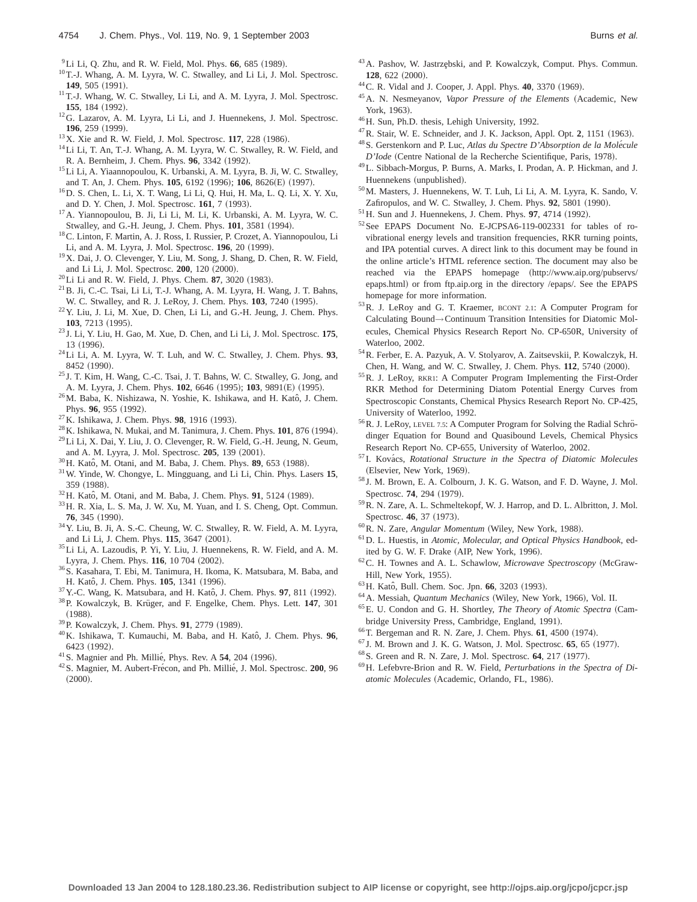[9] Li Li, Q. Zhu, and R. W. Field, Mol. Phys. **66**, 685 (1989).

[10] T.-J. Whang, A. M. Lyyra, W. C. Stwalley, and Li Li, J. Mol. Spectrosc. **149**, 505 (1991).

[11] T.-J. Whang, W. C. Stwalley, Li Li, and A. M. Lyyra, J. Mol. Spectrosc. **155**, 184 (1992).

[12] G. Lazarov, A. M. Lyyra, Li Li, and J. Huennekens, J. Mol. Spectrosc. **196**, 259 (1999).

[13] X. Xie and R. W. Field, J. Mol. Spectrosc. **117**, 228 (1986).

[14] Li Li, T. An, T.-J. Whang, A. M. Lyyra, W. C. Stwalley, R. W. Field, and R. A. Bernheim, J. Chem. Phys. **96**, 3342 (1992).

[15] Li Li, A. Yiaannopoulou, K. Urbanski, A. M. Lyyra, B. Ji, W. C. Stwalley, and T. An, J. Chem. Phys. **105**, 6192 (1996); **106**, 8626(E) (1997).

[16] D. S. Chen, L. Li, X. T. Wang, Li Li, Q. Hui, H. Ma, L. Q. Li, X. Y. Xu, and D. Y. Chen, J. Mol. Spectrosc. **161**, 7 (1993).

[17] A. Yiannopoulou, B. Ji, Li Li, M. Li, K. Urbanski, A. M. Lyyra, W. C. Stwalley, and G.-H. Jeung, J. Chem. Phys. **101**, 3581 (1994).

[18] C. Linton, F. Martin, A. J. Ross, I. Russier, P. Crozet, A. Yiannopoulou, Li Li, and A. M. Lyyra, J. Mol. Spectrosc. **196**, 20 (1999).

[19] X. Dai, J. O. Clevenger, Y. Liu, M. Song, J. Shang, D. Chen, R. W. Field, and Li Li, J. Mol. Spectrosc. **200**, 120 (2000).

[20] Li Li and R. W. Field, J. Phys. Chem. **87**, 3020 (1983).

[21] B. Ji, C.-C. Tsai, Li Li, T.-J. Whang, A. M. Lyyra, H. Wang, J. T. Bahns, W. C. Stwalley, and R. J. LeRoy, J. Chem. Phys. **103**, 7240 (1995).

[22] Y. Liu, J. Li, M. Xue, D. Chen, Li Li, and G.-H. Jeung, J. Chem. Phys. **103**, 7213 (1995).

[23] J. Li, Y. Liu, H. Gao, M. Xue, D. Chen, and Li Li, J. Mol. Spectrosc. **175**, 13 (1996).

[24] Li Li, A. M. Lyyra, W. T. Luh, and W. C. Stwalley, J. Chem. Phys. **93**, 8452 (1990).

[25] J. T. Kim, H. Wang, C.-C. Tsai, J. T. Bahns, W. C. Stwalley, G. Jong, and A. M. Lyyra, J. Chem. Phys. **102**, 6646 (1995); **103**, 9891(E) (1995).

[26] M. Baba, K. Nishizawa, N. Yoshie, K. Ishikawa, and H. Katô, J. Chem. Phys. **96**, 955 (1992).

[27] K. Ishikawa, J. Chem. Phys. **98**, 1916 (1993).

[28] K. Ishikawa, N. Mukai, and M. Tanimura, J. Chem. Phys. **101**, 876 (1994).

[29] Li Li, X. Dai, Y. Liu, J. O. Clevenger, R. W. Field, G.-H. Jeung, N. Geum, and A. M. Lyyra, J. Mol. Spectrosc. **205**, 139 (2001).

[30] H. Katô, M. Otani, and M. Baba, J. Chem. Phys. **89**, 653 (1988).

[31] W. Yinde, W. Chongye, L. Mingguang, and Li Li, Chin. Phys. Lasers **15**, 359 (1988).

[32] H. Katô, M. Otani, and M. Baba, J. Chem. Phys. **91**, 5124 (1989).

[33] H. R. Xia, L. S. Ma, J. W. Xu, M. Yuan, and I. S. Cheng, Opt. Commun. **76**, 345 (1990).

[34] Y. Liu, B. Ji, A. S.-C. Cheung, W. C. Stwalley, R. W. Field, A. M. Lyyra, and Li Li, J. Chem. Phys. **115**, 3647 (2001).

[35] Li Li, A. Lazoudis, P. Yi, Y. Liu, J. Huennekens, R. W. Field, and A. M. Lyyra, J. Chem. Phys. **116**, 10 704 (2002).

[36] S. Kasahara, T. Ebi, M. Tanimura, H. Ikoma, K. Matsubara, M. Baba, and H. Katô, J. Chem. Phys. **105**, 1341 (1996).

[37] Y.-C. Wang, K. Matsubara, and H. Katô, J. Chem. Phys. **97**, 811 (1992).

[38] P. Kowalczyk, B. Krüger, and F. Engelke, Chem. Phys. Lett. **147**, 301 (1988).

[39] P. Kowalczyk, J. Chem. Phys. **91**, 2779 (1989).

[40] K. Ishikawa, T. Kumauchi, M. Baba, and H. Katô, J. Chem. Phys. **96**, 6423 (1992).

[41] S. Magnier and Ph. Millié, Phys. Rev. A **54**, 204 (1996).

[42] S. Magnier, M. Aubert-Frécon, and Ph. Millié, J. Mol. Spectrosc. **200**, 96 (2000).

[43] A. Pashov, W. Jastrzębski, and P. Kowalczyk, Comput. Phys. Commun. **128**, 622 (2000).

[44] C. R. Vidal and J. Cooper, J. Appl. Phys. **40**, 3370 (1969).

[45] A. N. Nesmeyanov, *Vapor Pressure of the Elements* (Academic, New York, 1963).

[46] H. Sun, Ph.D. thesis, Lehigh University, 1992.

[47] R. Stair, W. E. Schneider, and J. K. Jackson, Appl. Opt. **2**, 1151 (1963).

[48] S. Gerstenkorn and P. Luc, *Atlas du Spectre D'Absorption de la Molécule D'Iode* (Centre National de la Recherche Scientifique, Paris, 1978).

[49] L. Sibbach-Morgus, P. Burns, A. Marks, I. Prodan, A. P. Hickman, and J. Huennekens (unpublished).

[50] M. Masters, J. Huennekens, W. T. Luh, Li Li, A. M. Lyyra, K. Sando, V. Zafiropulos, and W. C. Stwalley, J. Chem. Phys. **92**, 5801 (1990).

[51] H. Sun and J. Huennekens, J. Chem. Phys. **97**, 4714 (1992).

[52] See EPAPS Document No. E-JCPSA6-119-002331 for tables of ro-vibrational energy levels and transition frequencies, RKR turning points, and IPA potential curves. A direct link to this document may be found in the online article's HTML reference section. The document may also be reached via the EPAPS homepage (http://www.aip.org/pubservs/epaps.html) or from ftp.aip.org in the directory /epaps/. See the EPAPS homepage for more information.

[53] R. J. LeRoy and G. T. Kraemer, BCONT 2.1: A Computer Program for Calculating Bound→Continuum Transition Intensities for Diatomic Molecules, Chemical Physics Research Report No. CP-650R, University of Waterloo, 2002.

[54] R. Ferber, E. A. Pazyuk, A. V. Stolyarov, A. Zaitsevskii, P. Kowalczyk, H. Chen, H. Wang, and W. C. Stwalley, J. Chem. Phys. **112**, 5740 (2000).

[55] R. J. LeRoy, RKR1: A Computer Program Implementing the First-Order RKR Method for Determining Diatom Potential Energy Curves from Spectroscopic Constants, Chemical Physics Research Report No. CP-425, University of Waterloo, 1992.

[56] R. J. LeRoy, LEVEL 7.5: A Computer Program for Solving the Radial Schrödinger Equation for Bound and Quasibound Levels, Chemical Physics Research Report No. CP-655, University of Waterloo, 2002.

[57] I. Kovács, *Rotational Structure in the Spectra of Diatomic Molecules* (Elsevier, New York, 1969).

[58] J. M. Brown, E. A. Colbourn, J. K. G. Watson, and F. D. Wayne, J. Mol. Spectrosc. **74**, 294 (1979).

[59] R. N. Zare, A. L. Schmeltekopf, W. J. Harrop, and D. L. Albritton, J. Mol. Spectrosc. **46**, 37 (1973).

[60] R. N. Zare, *Angular Momentum* (Wiley, New York, 1988).

[61] D. L. Huestis, in *Atomic, Molecular, and Optical Physics Handbook*, edited by G. W. F. Drake (AIP, New York, 1996).

[62] C. H. Townes and A. L. Schawlow, *Microwave Spectroscopy* (McGraw-Hill, New York, 1955).

[63] H. Katô, Bull. Chem. Soc. Jpn. **66**, 3203 (1993).

[64] A. Messiah, *Quantum Mechanics* (Wiley, New York, 1966), Vol. II.

[65] E. U. Condon and G. H. Shortley, *The Theory of Atomic Spectra* (Cambridge University Press, Cambridge, England, 1991).

[66] T. Bergeman and R. N. Zare, J. Chem. Phys. **61**, 4500 (1974).

[67] J. M. Brown and J. K. G. Watson, J. Mol. Spectrosc. **65**, 65 (1977).

[68] S. Green and R. N. Zare, J. Mol. Spectrosc. **64**, 217 (1977).

[69] H. Lefebvre-Brion and R. W. Field, *Perturbations in the Spectra of Diatomic Molecules* (Academic, Orlando, FL, 1986).